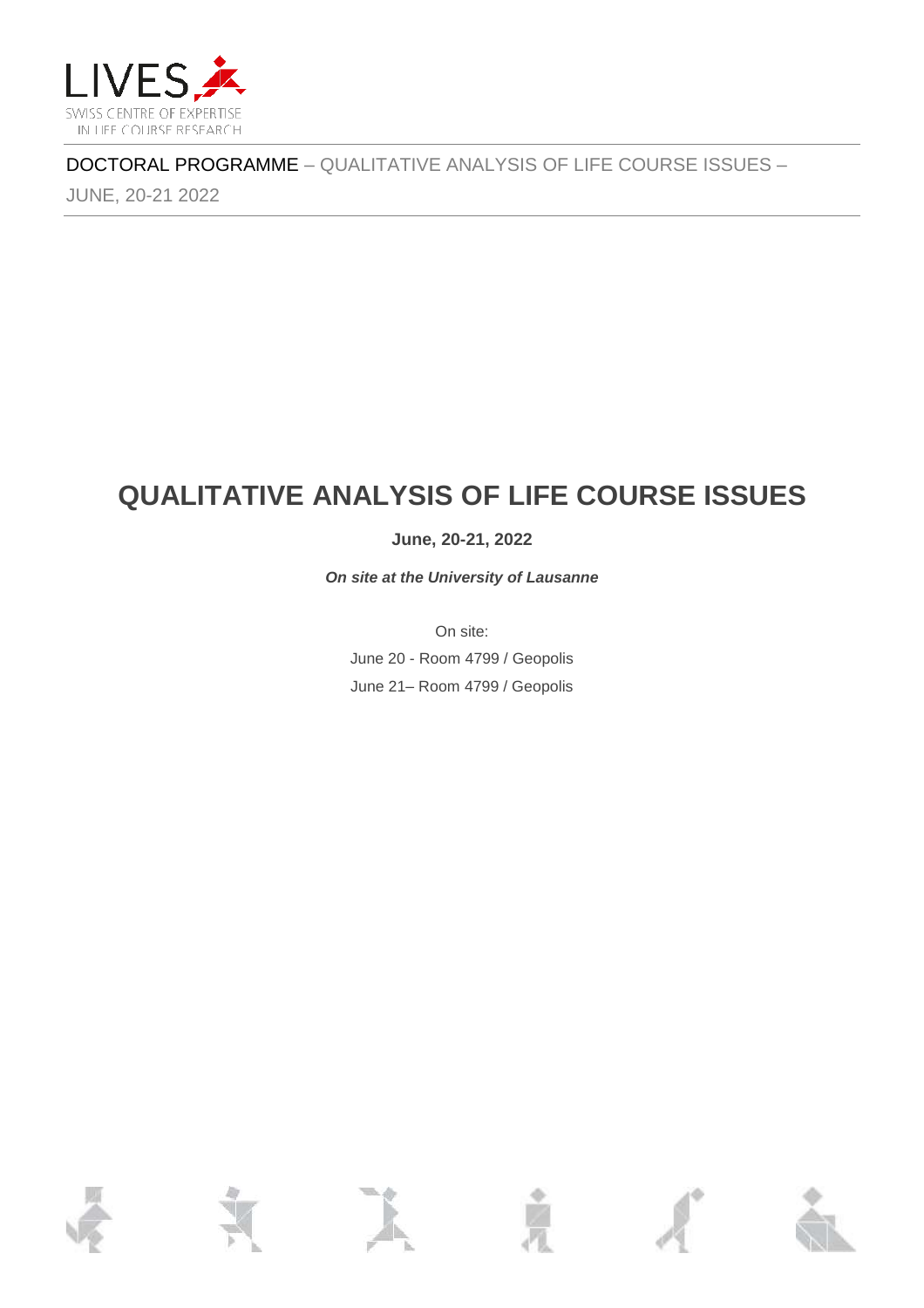# QUALITATIVE ANALYSIS OF LIFE COURSE ISSUES

**June, 20-21, 2022**

***On site at the University of Lausanne***

On site:

June 20 - Room 4799 / Geopolis

June 21– Room 4799 / Geopolis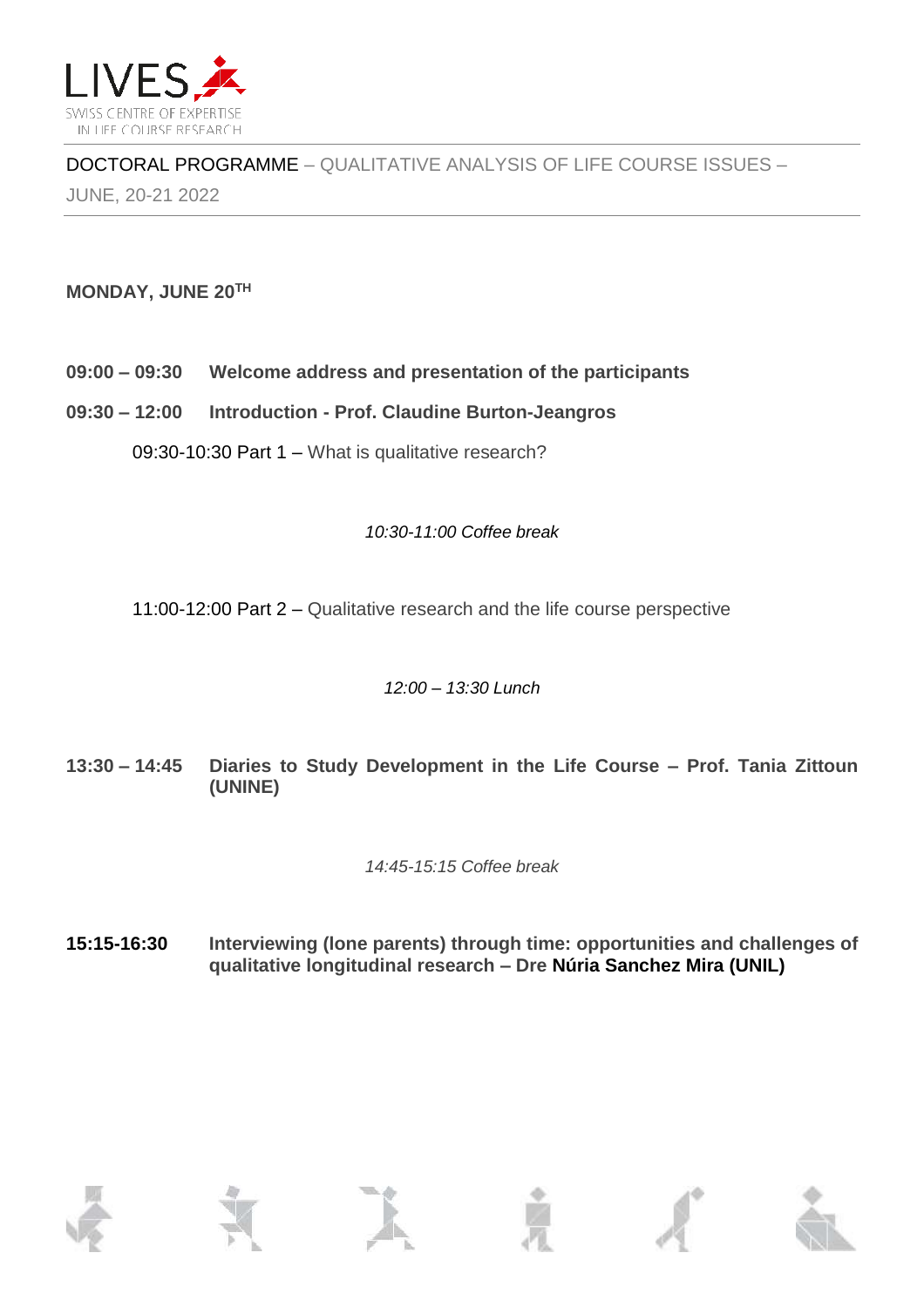DOCTORAL PROGRAMME – QUALITATIVE ANALYSIS OF LIFE COURSE ISSUES – JUNE, 20-21 2022

**MONDAY, JUNE 20TH**

**09:00 – 09:30** **Welcome address and presentation of the participants**

**09:30 – 12:00** **Introduction - Prof. Claudine Burton-Jeangros**

09:30-10:30 Part 1 – What is qualitative research?

*10:30-11:00 Coffee break*

11:00-12:00 Part 2 – Qualitative research and the life course perspective

*12:00 – 13:30 Lunch*

**13:30 – 14:45** **Diaries to Study Development in the Life Course – Prof. Tania Zittoun (UNINE)**

*14:45-15:15 Coffee break*

**15:15-16:30** **Interviewing (lone parents) through time: opportunities and challenges of qualitative longitudinal research – Dre Núria Sanchez Mira (UNIL)**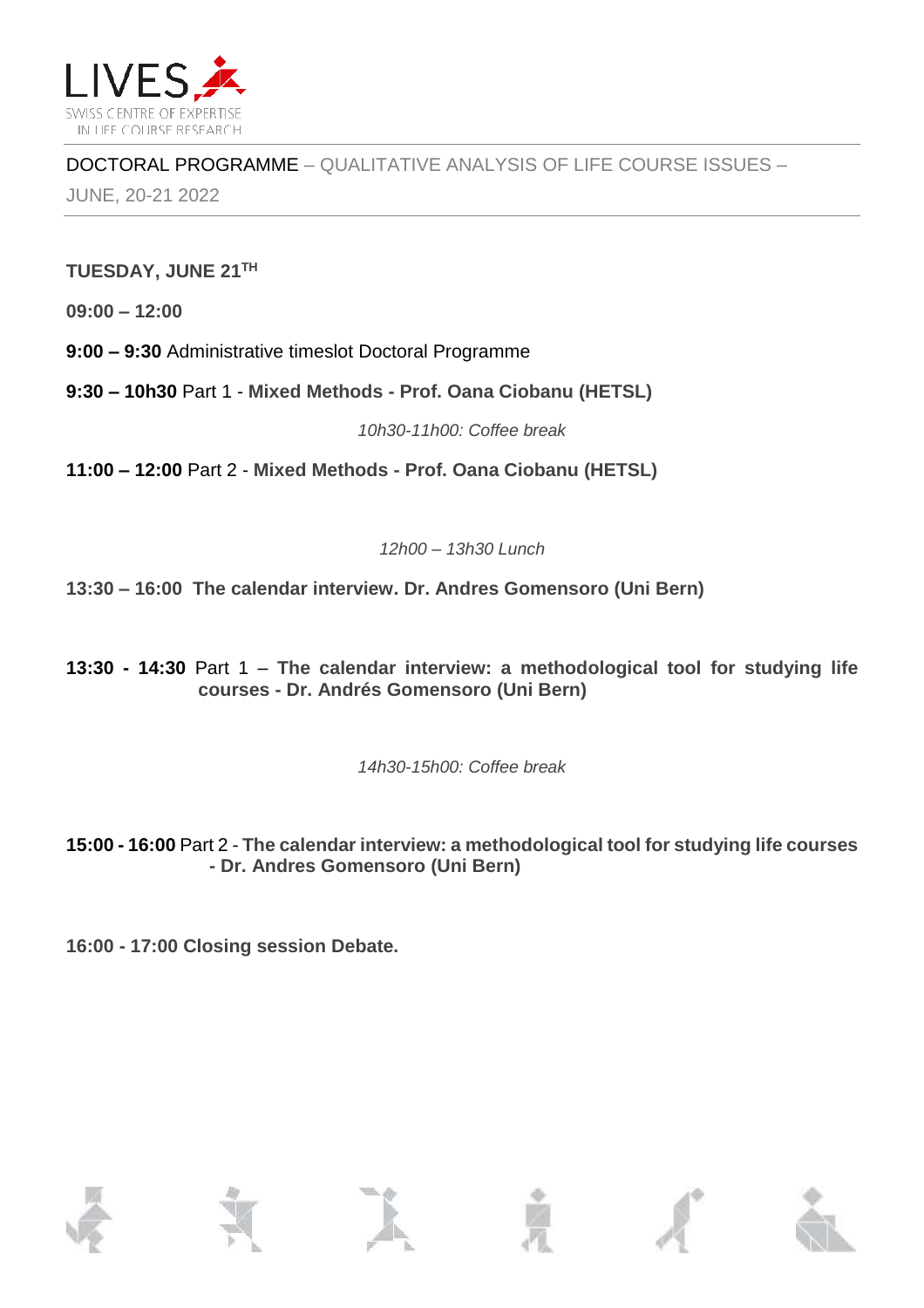DOCTORAL PROGRAMME – QUALITATIVE ANALYSIS OF LIFE COURSE ISSUES – JUNE, 20-21 2022

**TUESDAY, JUNE 21TH**

**09:00 – 12:00**

**9:00 – 9:30** Administrative timeslot Doctoral Programme

**9:30 – 10h30** Part 1 - **Mixed Methods - Prof. Oana Ciobanu (HETSL)**

*10h30-11h00: Coffee break*

**11:00 – 12:00** Part 2 - **Mixed Methods - Prof. Oana Ciobanu (HETSL)**

*12h00 – 13h30 Lunch*

**13:30 – 16:00 The calendar interview. Dr. Andres Gomensoro (Uni Bern)**

**13:30 - 14:30** Part 1 – **The calendar interview: a methodological tool for studying life courses - Dr. Andrés Gomensoro (Uni Bern)**

*14h30-15h00: Coffee break*

**15:00 - 16:00** Part 2 - **The calendar interview: a methodological tool for studying life courses - Dr. Andres Gomensoro (Uni Bern)**

**16:00 - 17:00 Closing session Debate.**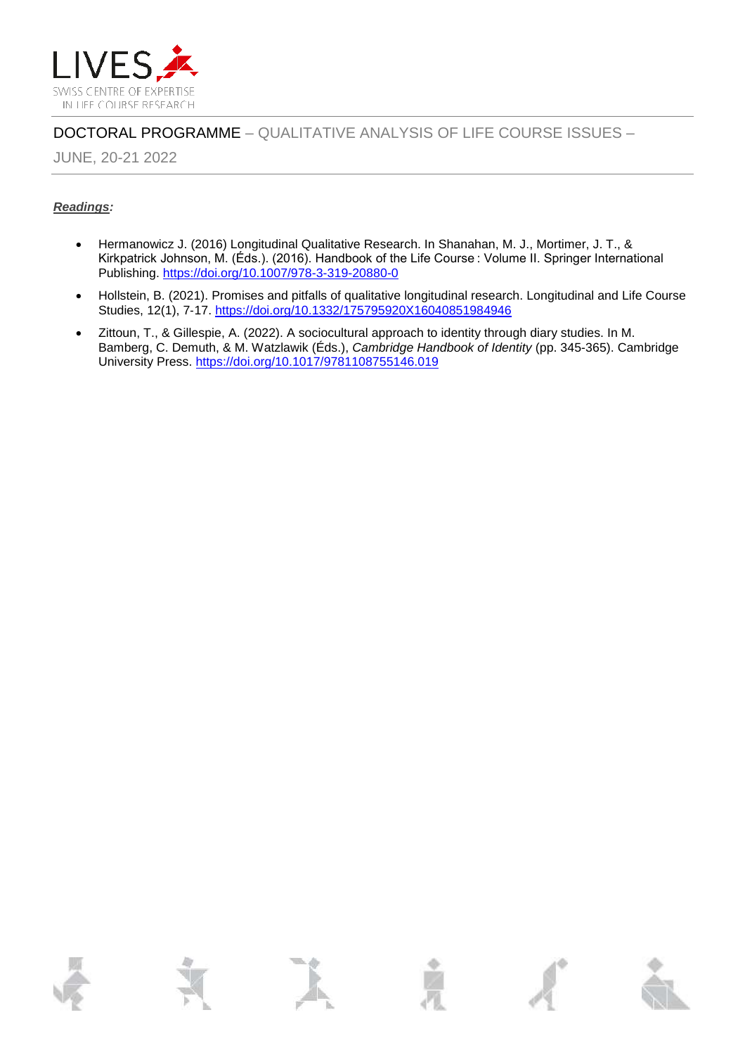DOCTORAL PROGRAMME – QUALITATIVE ANALYSIS OF LIFE COURSE ISSUES – JUNE, 20-21 2022

***Readings:***

- Hermanowicz J. (2016) Longitudinal Qualitative Research. In Shanahan, M. J., Mortimer, J. T., & Kirkpatrick Johnson, M. (Éds.). (2016). Handbook of the Life Course : Volume II. Springer International Publishing. https://doi.org/10.1007/978-3-319-20880-0
- Hollstein, B. (2021). Promises and pitfalls of qualitative longitudinal research. Longitudinal and Life Course Studies, 12(1), 7-17. https://doi.org/10.1332/175795920X16040851984946
- Zittoun, T., & Gillespie, A. (2022). A sociocultural approach to identity through diary studies. In M. Bamberg, C. Demuth, & M. Watzlawik (Éds.), *Cambridge Handbook of Identity* (pp. 345-365). Cambridge University Press. https://doi.org/10.1017/9781108755146.019